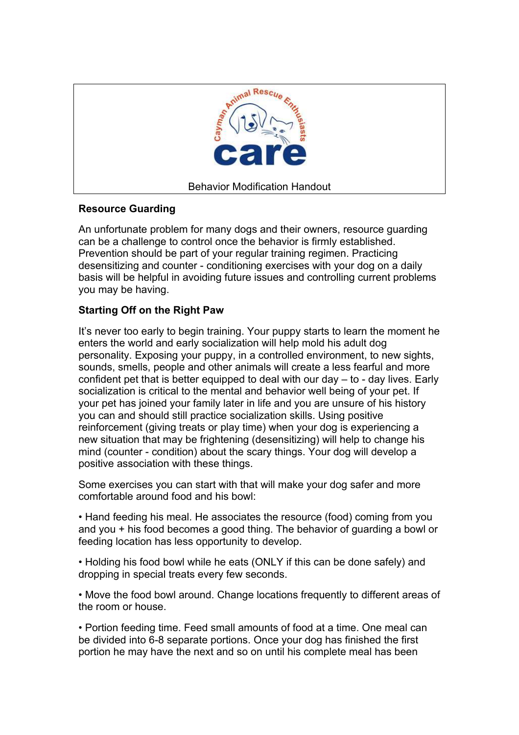Cayman Animal Rescue Enthusiasts

care

Behavior Modification Handout

## Resource Guarding

An unfortunate problem for many dogs and their owners, resource guarding can be a challenge to control once the behavior is firmly established. Prevention should be part of your regular training regimen. Practicing desensitizing and counter - conditioning exercises with your dog on a daily basis will be helpful in avoiding future issues and controlling current problems you may be having.

## Starting Off on the Right Paw

It's never too early to begin training. Your puppy starts to learn the moment he enters the world and early socialization will help mold his adult dog personality. Exposing your puppy, in a controlled environment, to new sights, sounds, smells, people and other animals will create a less fearful and more confident pet that is better equipped to deal with our day – to - day lives. Early socialization is critical to the mental and behavior well being of your pet. If your pet has joined your family later in life and you are unsure of his history you can and should still practice socialization skills. Using positive reinforcement (giving treats or play time) when your dog is experiencing a new situation that may be frightening (desensitizing) will help to change his mind (counter - condition) about the scary things. Your dog will develop a positive association with these things.

Some exercises you can start with that will make your dog safer and more comfortable around food and his bowl:

- Hand feeding his meal. He associates the resource (food) coming from you and you + his food becomes a good thing. The behavior of guarding a bowl or feeding location has less opportunity to develop.

- Holding his food bowl while he eats (ONLY if this can be done safely) and dropping in special treats every few seconds.

- Move the food bowl around. Change locations frequently to different areas of the room or house.

- Portion feeding time. Feed small amounts of food at a time. One meal can be divided into 6-8 separate portions. Once your dog has finished the first portion he may have the next and so on until his complete meal has been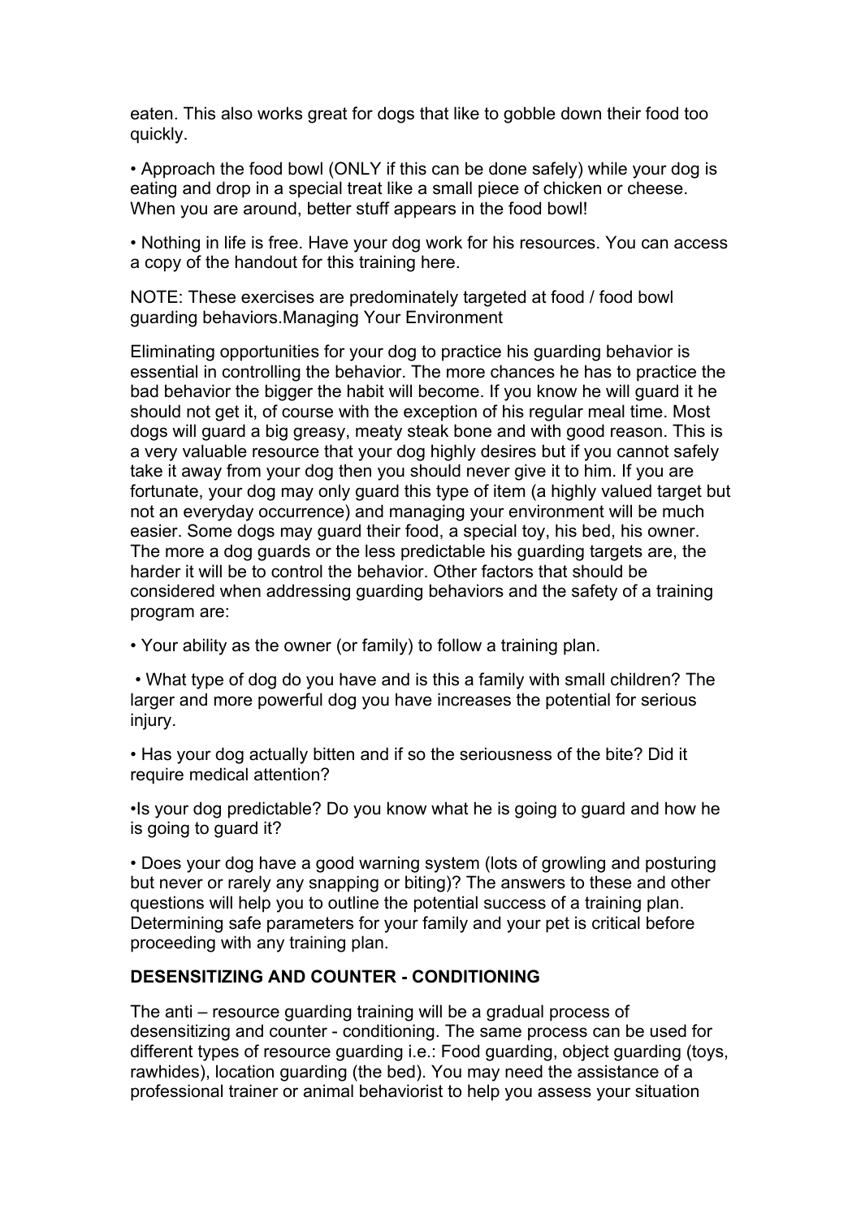eaten. This also works great for dogs that like to gobble down their food too quickly.

• Approach the food bowl (ONLY if this can be done safely) while your dog is eating and drop in a special treat like a small piece of chicken or cheese. When you are around, better stuff appears in the food bowl!

• Nothing in life is free. Have your dog work for his resources. You can access a copy of the handout for this training here.

NOTE: These exercises are predominately targeted at food / food bowl guarding behaviors.Managing Your Environment

Eliminating opportunities for your dog to practice his guarding behavior is essential in controlling the behavior. The more chances he has to practice the bad behavior the bigger the habit will become. If you know he will guard it he should not get it, of course with the exception of his regular meal time. Most dogs will guard a big greasy, meaty steak bone and with good reason. This is a very valuable resource that your dog highly desires but if you cannot safely take it away from your dog then you should never give it to him. If you are fortunate, your dog may only guard this type of item (a highly valued target but not an everyday occurrence) and managing your environment will be much easier. Some dogs may guard their food, a special toy, his bed, his owner. The more a dog guards or the less predictable his guarding targets are, the harder it will be to control the behavior. Other factors that should be considered when addressing guarding behaviors and the safety of a training program are:

• Your ability as the owner (or family) to follow a training plan.

• What type of dog do you have and is this a family with small children? The larger and more powerful dog you have increases the potential for serious injury.

• Has your dog actually bitten and if so the seriousness of the bite? Did it require medical attention?

• Is your dog predictable? Do you know what he is going to guard and how he is going to guard it?

• Does your dog have a good warning system (lots of growling and posturing but never or rarely any snapping or biting)? The answers to these and other questions will help you to outline the potential success of a training plan. Determining safe parameters for your family and your pet is critical before proceeding with any training plan.

**DESENSITIZING AND COUNTER - CONDITIONING**

The anti – resource guarding training will be a gradual process of desensitizing and counter - conditioning. The same process can be used for different types of resource guarding i.e.: Food guarding, object guarding (toys, rawhides), location guarding (the bed). You may need the assistance of a professional trainer or animal behaviorist to help you assess your situation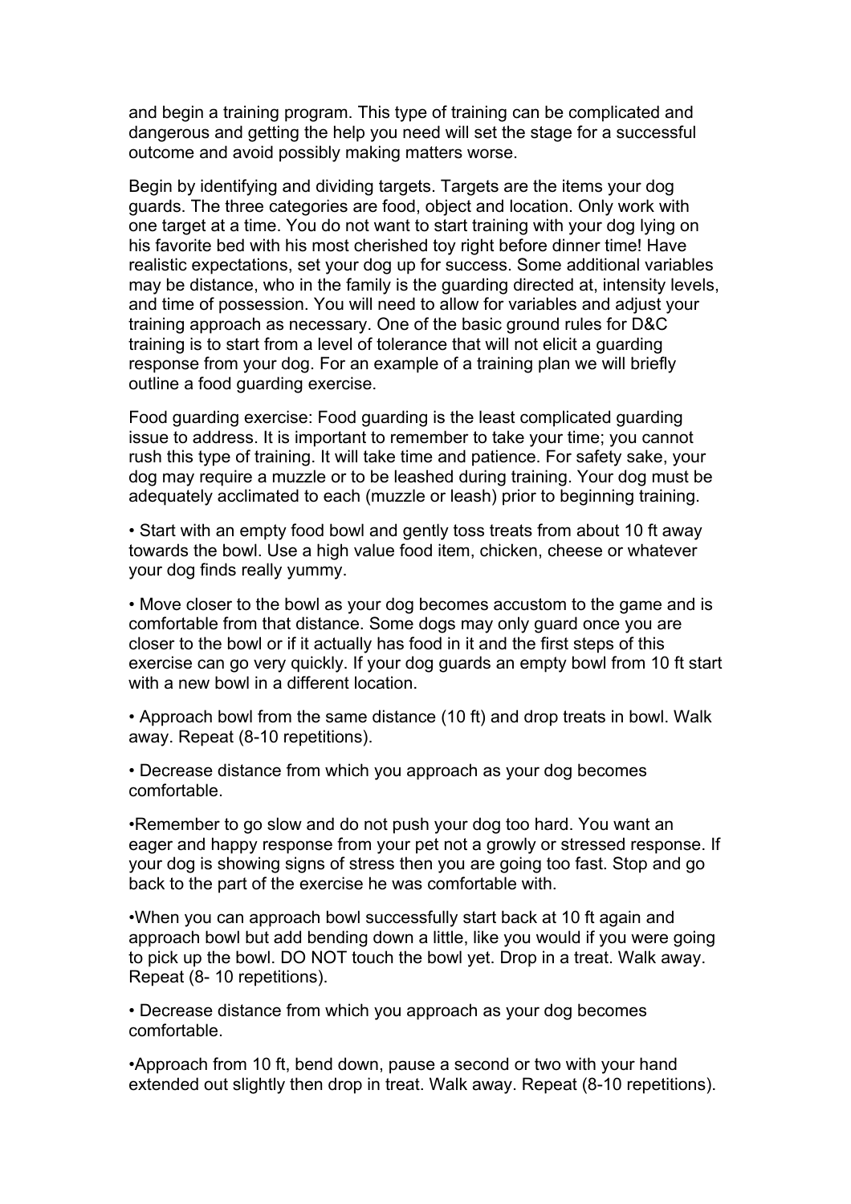and begin a training program. This type of training can be complicated and dangerous and getting the help you need will set the stage for a successful outcome and avoid possibly making matters worse.

Begin by identifying and dividing targets. Targets are the items your dog guards. The three categories are food, object and location. Only work with one target at a time. You do not want to start training with your dog lying on his favorite bed with his most cherished toy right before dinner time! Have realistic expectations, set your dog up for success. Some additional variables may be distance, who in the family is the guarding directed at, intensity levels, and time of possession. You will need to allow for variables and adjust your training approach as necessary. One of the basic ground rules for D&C training is to start from a level of tolerance that will not elicit a guarding response from your dog. For an example of a training plan we will briefly outline a food guarding exercise.

Food guarding exercise: Food guarding is the least complicated guarding issue to address. It is important to remember to take your time; you cannot rush this type of training. It will take time and patience. For safety sake, your dog may require a muzzle or to be leashed during training. Your dog must be adequately acclimated to each (muzzle or leash) prior to beginning training.

- Start with an empty food bowl and gently toss treats from about 10 ft away towards the bowl. Use a high value food item, chicken, cheese or whatever your dog finds really yummy.

- Move closer to the bowl as your dog becomes accustom to the game and is comfortable from that distance. Some dogs may only guard once you are closer to the bowl or if it actually has food in it and the first steps of this exercise can go very quickly. If your dog guards an empty bowl from 10 ft start with a new bowl in a different location.

- Approach bowl from the same distance (10 ft) and drop treats in bowl. Walk away. Repeat (8-10 repetitions).

- Decrease distance from which you approach as your dog becomes comfortable.

- Remember to go slow and do not push your dog too hard. You want an eager and happy response from your pet not a growly or stressed response. If your dog is showing signs of stress then you are going too fast. Stop and go back to the part of the exercise he was comfortable with.

- When you can approach bowl successfully start back at 10 ft again and approach bowl but add bending down a little, like you would if you were going to pick up the bowl. DO NOT touch the bowl yet. Drop in a treat. Walk away. Repeat (8- 10 repetitions).

- Decrease distance from which you approach as your dog becomes comfortable.

- Approach from 10 ft, bend down, pause a second or two with your hand extended out slightly then drop in treat. Walk away. Repeat (8-10 repetitions).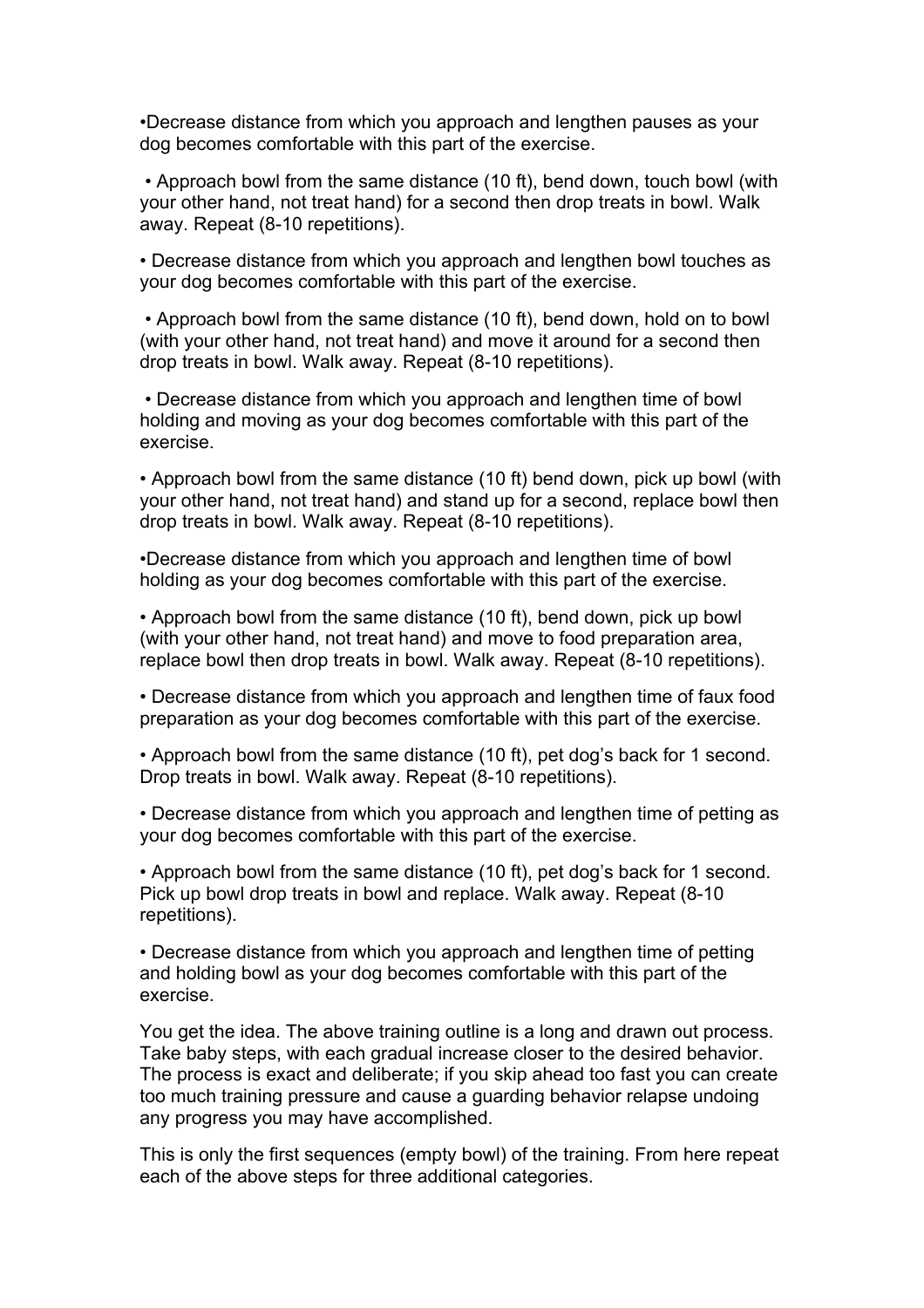- Decrease distance from which you approach and lengthen pauses as your dog becomes comfortable with this part of the exercise.
- Approach bowl from the same distance (10 ft), bend down, touch bowl (with your other hand, not treat hand) for a second then drop treats in bowl. Walk away. Repeat (8-10 repetitions).
- Decrease distance from which you approach and lengthen bowl touches as your dog becomes comfortable with this part of the exercise.
- Approach bowl from the same distance (10 ft), bend down, hold on to bowl (with your other hand, not treat hand) and move it around for a second then drop treats in bowl. Walk away. Repeat (8-10 repetitions).
- Decrease distance from which you approach and lengthen time of bowl holding and moving as your dog becomes comfortable with this part of the exercise.
- Approach bowl from the same distance (10 ft) bend down, pick up bowl (with your other hand, not treat hand) and stand up for a second, replace bowl then drop treats in bowl. Walk away. Repeat (8-10 repetitions).
- Decrease distance from which you approach and lengthen time of bowl holding as your dog becomes comfortable with this part of the exercise.
- Approach bowl from the same distance (10 ft), bend down, pick up bowl (with your other hand, not treat hand) and move to food preparation area, replace bowl then drop treats in bowl. Walk away. Repeat (8-10 repetitions).
- Decrease distance from which you approach and lengthen time of faux food preparation as your dog becomes comfortable with this part of the exercise.
- Approach bowl from the same distance (10 ft), pet dog's back for 1 second. Drop treats in bowl. Walk away. Repeat (8-10 repetitions).
- Decrease distance from which you approach and lengthen time of petting as your dog becomes comfortable with this part of the exercise.
- Approach bowl from the same distance (10 ft), pet dog's back for 1 second. Pick up bowl drop treats in bowl and replace. Walk away. Repeat (8-10 repetitions).
- Decrease distance from which you approach and lengthen time of petting and holding bowl as your dog becomes comfortable with this part of the exercise.

You get the idea. The above training outline is a long and drawn out process. Take baby steps, with each gradual increase closer to the desired behavior. The process is exact and deliberate; if you skip ahead too fast you can create too much training pressure and cause a guarding behavior relapse undoing any progress you may have accomplished.

This is only the first sequences (empty bowl) of the training. From here repeat each of the above steps for three additional categories.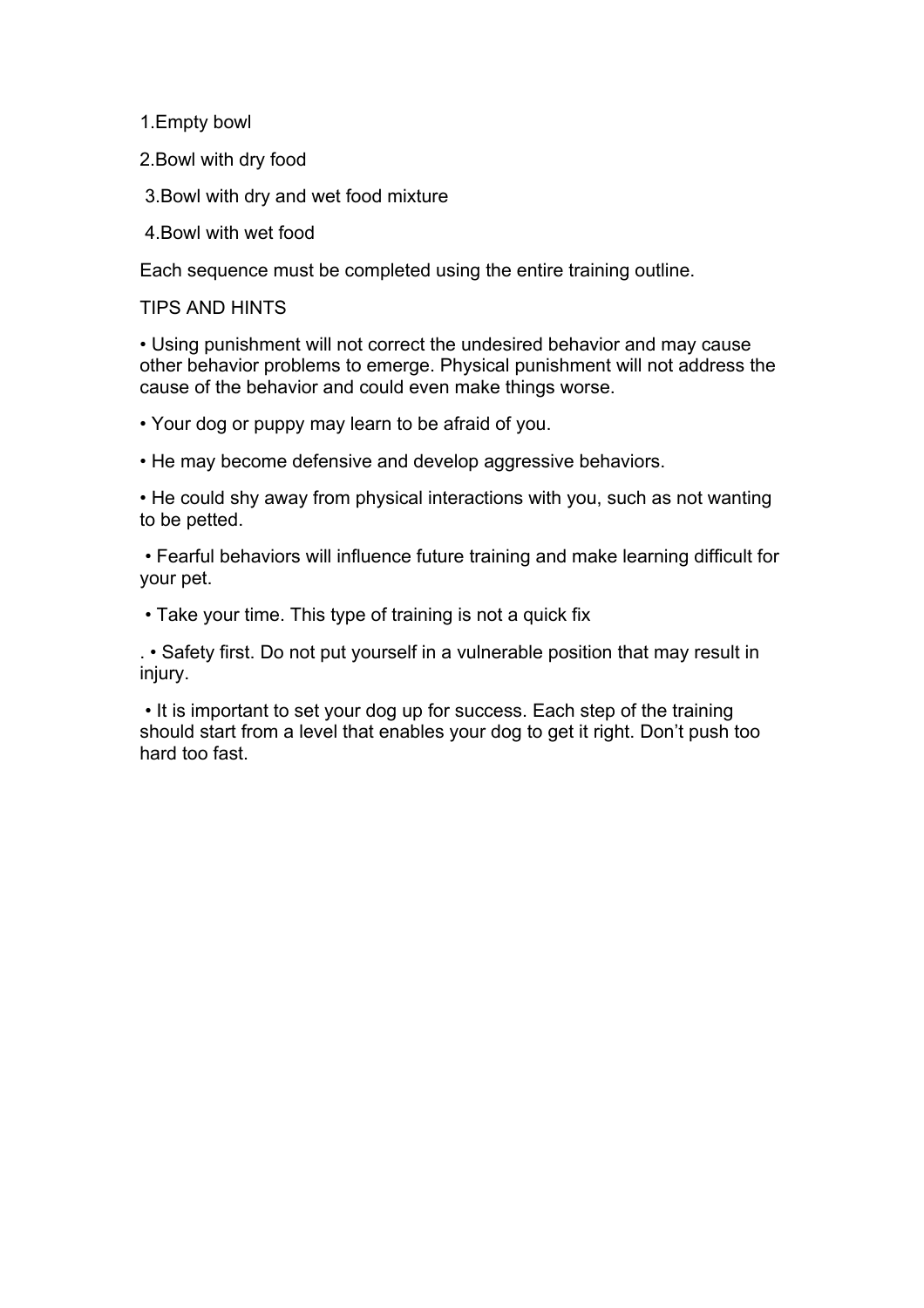1. Empty bowl

2. Bowl with dry food

3. Bowl with dry and wet food mixture

4. Bowl with wet food

Each sequence must be completed using the entire training outline.

## TIPS AND HINTS

- Using punishment will not correct the undesired behavior and may cause other behavior problems to emerge. Physical punishment will not address the cause of the behavior and could even make things worse.
- Your dog or puppy may learn to be afraid of you.
- He may become defensive and develop aggressive behaviors.
- He could shy away from physical interactions with you, such as not wanting to be petted.
- Fearful behaviors will influence future training and make learning difficult for your pet.
- Take your time. This type of training is not a quick fix
- Safety first. Do not put yourself in a vulnerable position that may result in injury.
- It is important to set your dog up for success. Each step of the training should start from a level that enables your dog to get it right. Don't push too hard too fast.